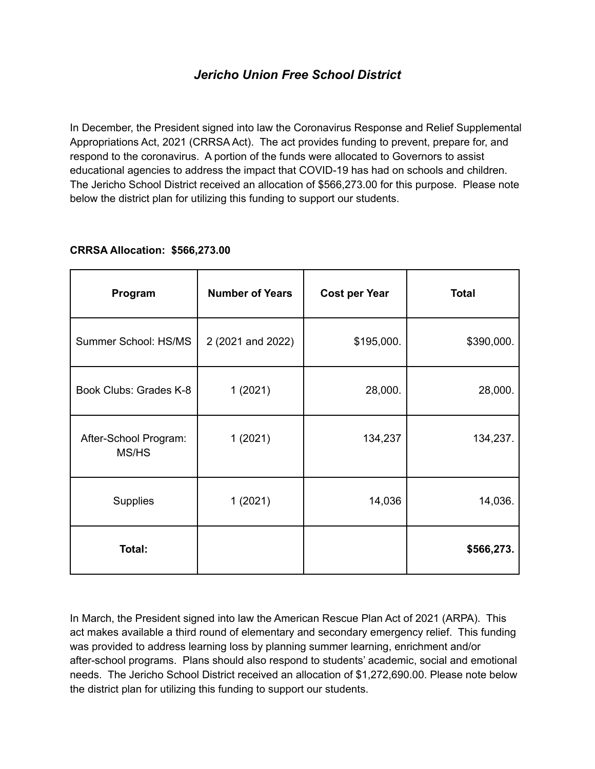# *Jericho Union Free School District*

In December, the President signed into law the Coronavirus Response and Relief Supplemental Appropriations Act, 2021 (CRRSA Act). The act provides funding to prevent, prepare for, and respond to the coronavirus. A portion of the funds were allocated to Governors to assist educational agencies to address the impact that COVID-19 has had on schools and children. The Jericho School District received an allocation of $566,273.00 for this purpose. Please note below the district plan for utilizing this funding to support our students.

**CRRSA Allocation: $566,273.00**

| Program | Number of Years | Cost per Year | Total |
|---|---|---|---|
| Summer School: HS/MS | 2 (2021 and 2022) | $195,000. | $390,000. |
| Book Clubs: Grades K-8 | 1 (2021) | 28,000. | 28,000. |
| After-School Program: MS/HS | 1 (2021) | 134,237 | 134,237. |
| Supplies | 1 (2021) | 14,036 | 14,036. |
| **Total:** | | | **$566,273.** |

In March, the President signed into law the American Rescue Plan Act of 2021 (ARPA). This act makes available a third round of elementary and secondary emergency relief. This funding was provided to address learning loss by planning summer learning, enrichment and/or after-school programs. Plans should also respond to students' academic, social and emotional needs. The Jericho School District received an allocation of $1,272,690.00. Please note below the district plan for utilizing this funding to support our students.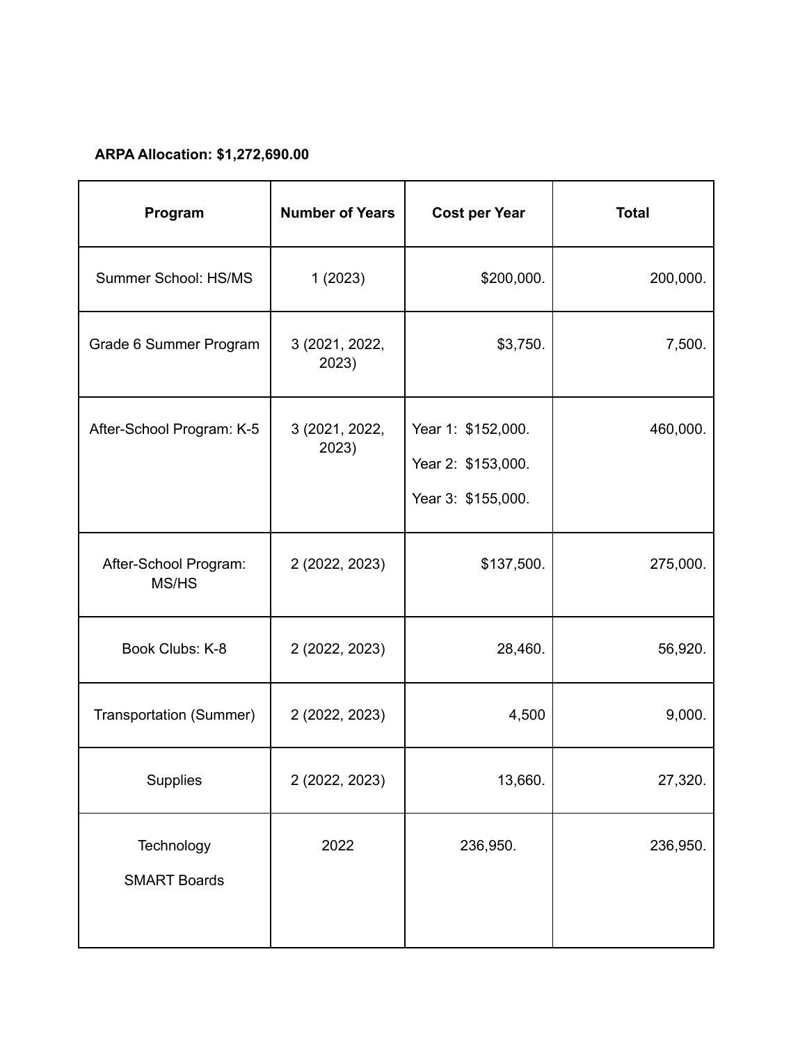**ARPA Allocation: $1,272,690.00**

| Program | Number of Years | Cost per Year | Total |
|---|---|---|---|
| Summer School: HS/MS | 1 (2023) | $200,000. | 200,000. |
| Grade 6 Summer Program | 3 (2021, 2022, 2023) | $3,750. | 7,500. |
| After-School Program: K-5 | 3 (2021, 2022, 2023) | Year 1: $152,000.<br>Year 2: $153,000.<br>Year 3: $155,000. | 460,000. |
| After-School Program: MS/HS | 2 (2022, 2023) | $137,500. | 275,000. |
| Book Clubs: K-8 | 2 (2022, 2023) | 28,460. | 56,920. |
| Transportation (Summer) | 2 (2022, 2023) | 4,500 | 9,000. |
| Supplies | 2 (2022, 2023) | 13,660. | 27,320. |
| Technology<br>SMART Boards | 2022 | 236,950. | 236,950. |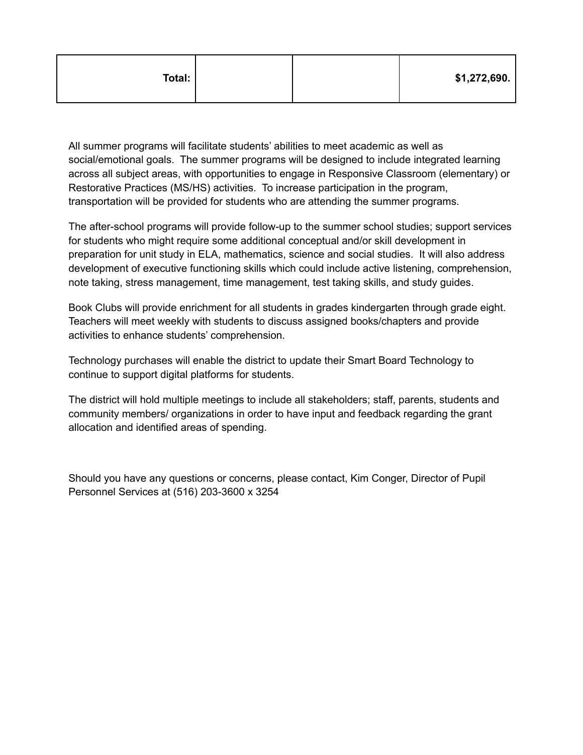| | | | |
|---|---|---|---|
| **Total:** | | | **$1,272,690.** |

All summer programs will facilitate students' abilities to meet academic as well as social/emotional goals. The summer programs will be designed to include integrated learning across all subject areas, with opportunities to engage in Responsive Classroom (elementary) or Restorative Practices (MS/HS) activities. To increase participation in the program, transportation will be provided for students who are attending the summer programs.

The after-school programs will provide follow-up to the summer school studies; support services for students who might require some additional conceptual and/or skill development in preparation for unit study in ELA, mathematics, science and social studies. It will also address development of executive functioning skills which could include active listening, comprehension, note taking, stress management, time management, test taking skills, and study guides.

Book Clubs will provide enrichment for all students in grades kindergarten through grade eight. Teachers will meet weekly with students to discuss assigned books/chapters and provide activities to enhance students' comprehension.

Technology purchases will enable the district to update their Smart Board Technology to continue to support digital platforms for students.

The district will hold multiple meetings to include all stakeholders; staff, parents, students and community members/ organizations in order to have input and feedback regarding the grant allocation and identified areas of spending.

Should you have any questions or concerns, please contact, Kim Conger, Director of Pupil Personnel Services at (516) 203-3600 x 3254